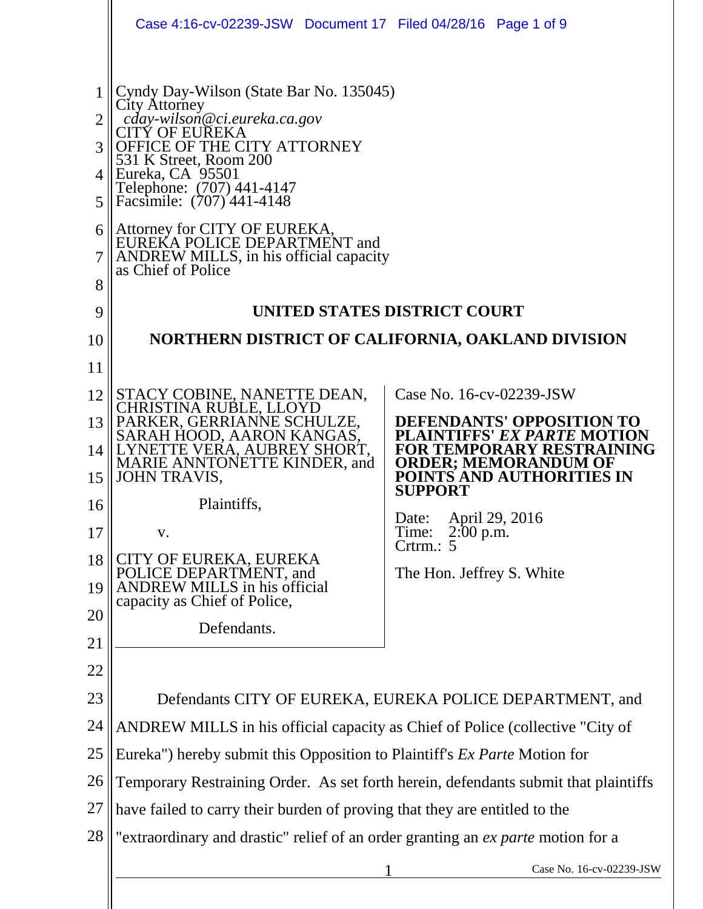Cyndy Day-Wilson (State Bar No. 135045)
City Attorney
*cday-wilson@ci.eureka.ca.gov*
CITY OF EUREKA
OFFICE OF THE CITY ATTORNEY
531 K Street, Room 200
Eureka, CA 95501
Telephone: (707) 441-4147
Facsimile: (707) 441-4148

Attorney for CITY OF EUREKA, EUREKA POLICE DEPARTMENT and ANDREW MILLS, in his official capacity as Chief of Police

**UNITED STATES DISTRICT COURT**

**NORTHERN DISTRICT OF CALIFORNIA, OAKLAND DIVISION**

STACY COBINE, NANETTE DEAN, CHRISTINA RUBLE, LLOYD PARKER, GERRIANNE SCHULZE, SARAH HOOD, AARON KANGAS, LYNETTE VERA, AUBREY SHORT, MARIE ANNTONETTE KINDER, and JOHN TRAVIS,

Plaintiffs,

v.

CITY OF EUREKA, EUREKA POLICE DEPARTMENT, and ANDREW MILLS in his official capacity as Chief of Police,

Defendants.

Case No. 16-cv-02239-JSW

**DEFENDANTS' OPPOSITION TO PLAINTIFFS' *EX PARTE* MOTION FOR TEMPORARY RESTRAINING ORDER; MEMORANDUM OF POINTS AND AUTHORITIES IN SUPPORT**

Date: April 29, 2016
Time: 2:00 p.m.
Crtrm.: 5

The Hon. Jeffrey S. White

Defendants CITY OF EUREKA, EUREKA POLICE DEPARTMENT, and ANDREW MILLS in his official capacity as Chief of Police (collective "City of Eureka") hereby submit this Opposition to Plaintiff's *Ex Parte* Motion for Temporary Restraining Order. As set forth herein, defendants submit that plaintiffs have failed to carry their burden of proving that they are entitled to the "extraordinary and drastic" relief of an order granting an *ex parte* motion for a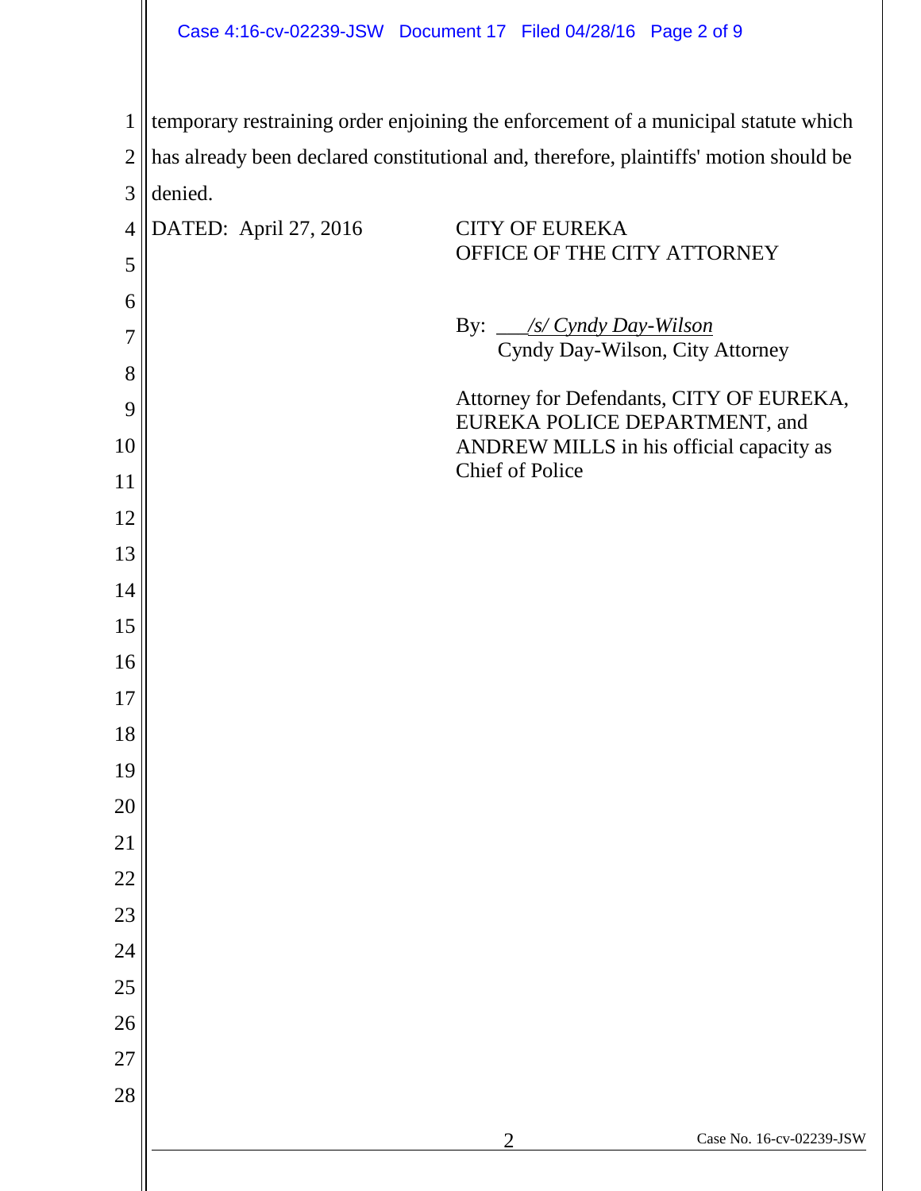temporary restraining order enjoining the enforcement of a municipal statute which has already been declared constitutional and, therefore, plaintiffs' motion should be denied.

DATED: April 27, 2016

CITY OF EUREKA
OFFICE OF THE CITY ATTORNEY

By: ___*/s/ Cyndy Day-Wilson*
Cyndy Day-Wilson, City Attorney

Attorney for Defendants, CITY OF EUREKA, EUREKA POLICE DEPARTMENT, and ANDREW MILLS in his official capacity as Chief of Police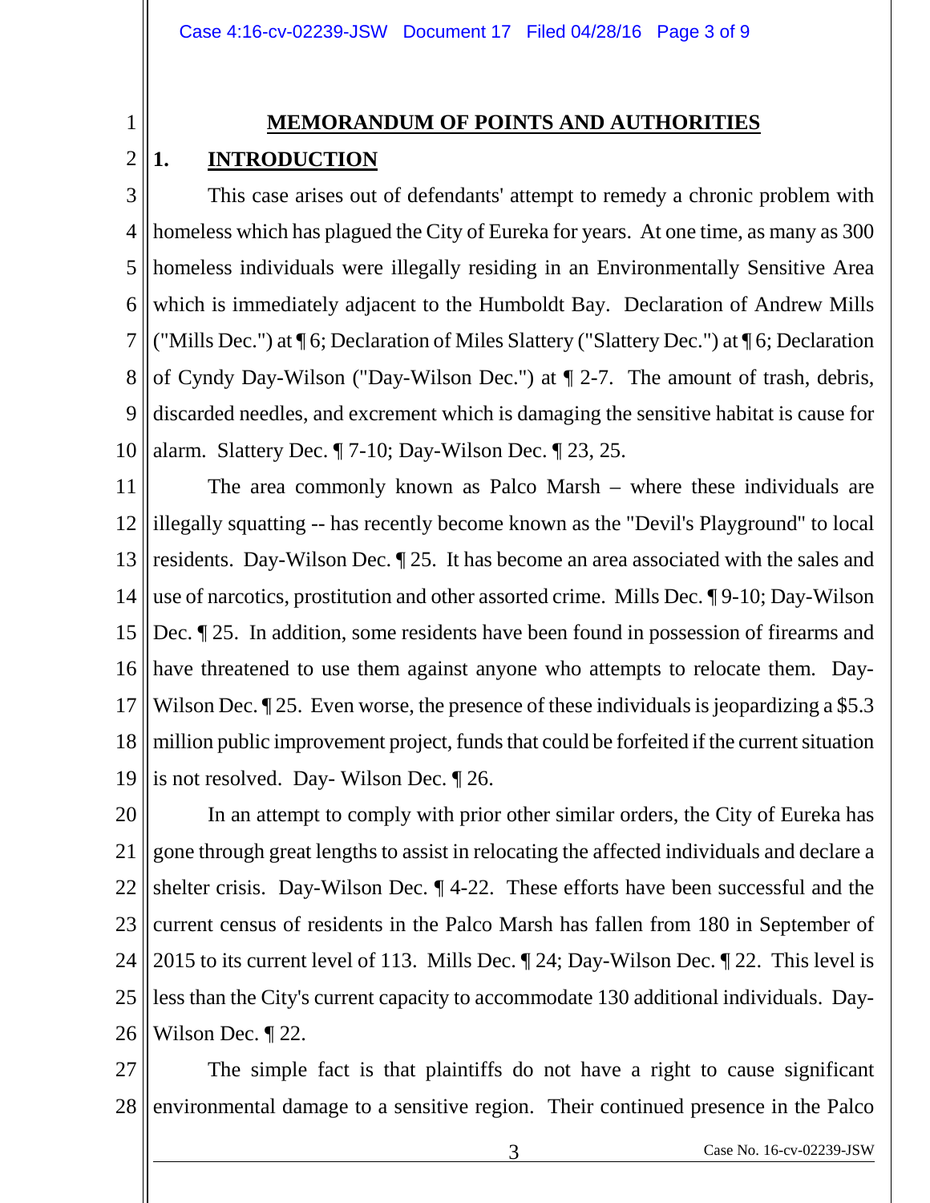# MEMORANDUM OF POINTS AND AUTHORITIES

## 1. INTRODUCTION

This case arises out of defendants' attempt to remedy a chronic problem with homeless which has plagued the City of Eureka for years. At one time, as many as 300 homeless individuals were illegally residing in an Environmentally Sensitive Area which is immediately adjacent to the Humboldt Bay. Declaration of Andrew Mills ("Mills Dec.") at ¶ 6; Declaration of Miles Slattery ("Slattery Dec.") at ¶ 6; Declaration of Cyndy Day-Wilson ("Day-Wilson Dec.") at ¶ 2-7. The amount of trash, debris, discarded needles, and excrement which is damaging the sensitive habitat is cause for alarm. Slattery Dec. ¶ 7-10; Day-Wilson Dec. ¶ 23, 25.

The area commonly known as Palco Marsh – where these individuals are illegally squatting -- has recently become known as the "Devil's Playground" to local residents. Day-Wilson Dec. ¶ 25. It has become an area associated with the sales and use of narcotics, prostitution and other assorted crime. Mills Dec. ¶ 9-10; Day-Wilson Dec. ¶ 25. In addition, some residents have been found in possession of firearms and have threatened to use them against anyone who attempts to relocate them. Day-Wilson Dec. ¶ 25. Even worse, the presence of these individuals is jeopardizing a $5.3 million public improvement project, funds that could be forfeited if the current situation is not resolved. Day- Wilson Dec. ¶ 26.

In an attempt to comply with prior other similar orders, the City of Eureka has gone through great lengths to assist in relocating the affected individuals and declare a shelter crisis. Day-Wilson Dec. ¶ 4-22. These efforts have been successful and the current census of residents in the Palco Marsh has fallen from 180 in September of 2015 to its current level of 113. Mills Dec. ¶ 24; Day-Wilson Dec. ¶ 22. This level is less than the City's current capacity to accommodate 130 additional individuals. Day-Wilson Dec. ¶ 22.

The simple fact is that plaintiffs do not have a right to cause significant environmental damage to a sensitive region. Their continued presence in the Palco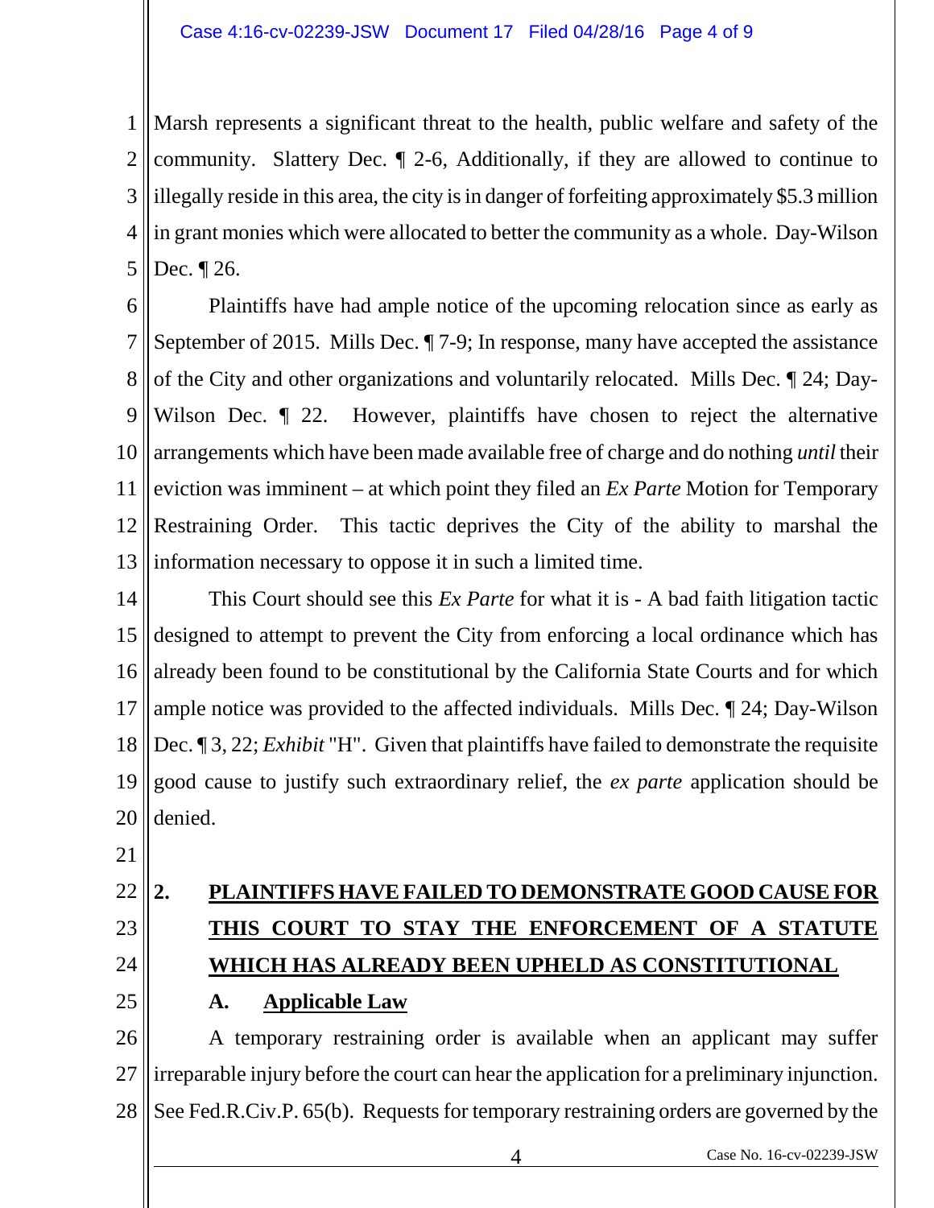Marsh represents a significant threat to the health, public welfare and safety of the community. Slattery Dec. ¶ 2-6, Additionally, if they are allowed to continue to illegally reside in this area, the city is in danger of forfeiting approximately $5.3 million in grant monies which were allocated to better the community as a whole. Day-Wilson Dec. ¶ 26.

Plaintiffs have had ample notice of the upcoming relocation since as early as September of 2015. Mills Dec. ¶ 7-9; In response, many have accepted the assistance of the City and other organizations and voluntarily relocated. Mills Dec. ¶ 24; Day-Wilson Dec. ¶ 22. However, plaintiffs have chosen to reject the alternative arrangements which have been made available free of charge and do nothing *until* their eviction was imminent – at which point they filed an *Ex Parte* Motion for Temporary Restraining Order. This tactic deprives the City of the ability to marshal the information necessary to oppose it in such a limited time.

This Court should see this *Ex Parte* for what it is - A bad faith litigation tactic designed to attempt to prevent the City from enforcing a local ordinance which has already been found to be constitutional by the California State Courts and for which ample notice was provided to the affected individuals. Mills Dec. ¶ 24; Day-Wilson Dec. ¶ 3, 22; *Exhibit* "H". Given that plaintiffs have failed to demonstrate the requisite good cause to justify such extraordinary relief, the *ex parte* application should be denied.

## 2. PLAINTIFFS HAVE FAILED TO DEMONSTRATE GOOD CAUSE FOR THIS COURT TO STAY THE ENFORCEMENT OF A STATUTE WHICH HAS ALREADY BEEN UPHELD AS CONSTITUTIONAL

### A. Applicable Law

A temporary restraining order is available when an applicant may suffer irreparable injury before the court can hear the application for a preliminary injunction. See Fed.R.Civ.P. 65(b). Requests for temporary restraining orders are governed by the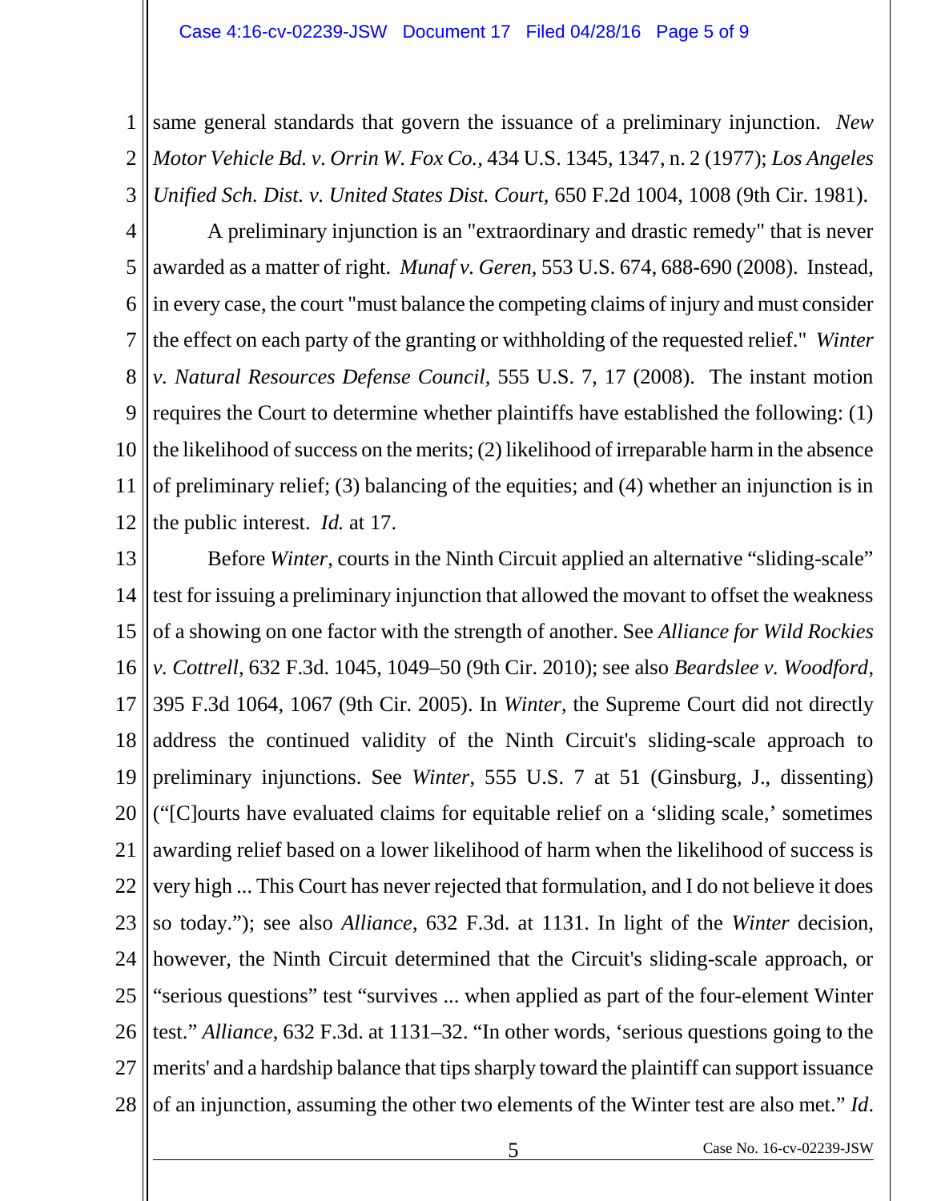same general standards that govern the issuance of a preliminary injunction. *New Motor Vehicle Bd. v. Orrin W. Fox Co.,* 434 U.S. 1345, 1347, n. 2 (1977); *Los Angeles Unified Sch. Dist. v. United States Dist. Court,* 650 F.2d 1004, 1008 (9th Cir. 1981).

A preliminary injunction is an "extraordinary and drastic remedy" that is never awarded as a matter of right. *Munaf v. Geren,* 553 U.S. 674, 688-690 (2008). Instead, in every case, the court "must balance the competing claims of injury and must consider the effect on each party of the granting or withholding of the requested relief." *Winter v. Natural Resources Defense Council,* 555 U.S. 7, 17 (2008). The instant motion requires the Court to determine whether plaintiffs have established the following: (1) the likelihood of success on the merits; (2) likelihood of irreparable harm in the absence of preliminary relief; (3) balancing of the equities; and (4) whether an injunction is in the public interest. *Id.* at 17.

Before *Winter*, courts in the Ninth Circuit applied an alternative "sliding-scale" test for issuing a preliminary injunction that allowed the movant to offset the weakness of a showing on one factor with the strength of another. See *Alliance for Wild Rockies v. Cottrell*, 632 F.3d. 1045, 1049–50 (9th Cir. 2010); see also *Beardslee v. Woodford*, 395 F.3d 1064, 1067 (9th Cir. 2005). In *Winter*, the Supreme Court did not directly address the continued validity of the Ninth Circuit's sliding-scale approach to preliminary injunctions. See *Winter*, 555 U.S. 7 at 51 (Ginsburg, J., dissenting) ("[C]ourts have evaluated claims for equitable relief on a 'sliding scale,' sometimes awarding relief based on a lower likelihood of harm when the likelihood of success is very high ... This Court has never rejected that formulation, and I do not believe it does so today."); see also *Alliance*, 632 F.3d. at 1131. In light of the *Winter* decision, however, the Ninth Circuit determined that the Circuit's sliding-scale approach, or "serious questions" test "survives ... when applied as part of the four-element Winter test." *Alliance*, 632 F.3d. at 1131–32. "In other words, 'serious questions going to the merits' and a hardship balance that tips sharply toward the plaintiff can support issuance of an injunction, assuming the other two elements of the Winter test are also met." *Id*.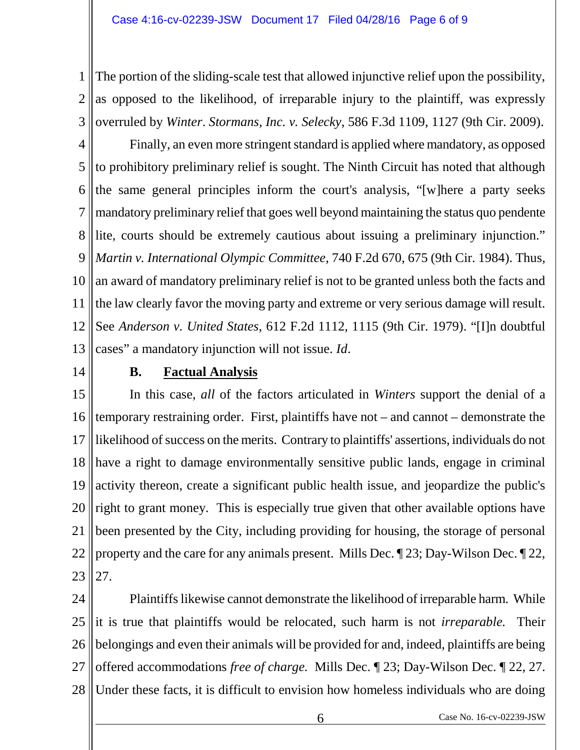The portion of the sliding-scale test that allowed injunctive relief upon the possibility, as opposed to the likelihood, of irreparable injury to the plaintiff, was expressly overruled by *Winter*. *Stormans, Inc. v. Selecky*, 586 F.3d 1109, 1127 (9th Cir. 2009).

Finally, an even more stringent standard is applied where mandatory, as opposed to prohibitory preliminary relief is sought. The Ninth Circuit has noted that although the same general principles inform the court's analysis, "[w]here a party seeks mandatory preliminary relief that goes well beyond maintaining the status quo pendente lite, courts should be extremely cautious about issuing a preliminary injunction." *Martin v. International Olympic Committee*, 740 F.2d 670, 675 (9th Cir. 1984). Thus, an award of mandatory preliminary relief is not to be granted unless both the facts and the law clearly favor the moving party and extreme or very serious damage will result. See *Anderson v. United States*, 612 F.2d 1112, 1115 (9th Cir. 1979). "[I]n doubtful cases" a mandatory injunction will not issue. *Id*.

### B. Factual Analysis

In this case, *all* of the factors articulated in *Winters* support the denial of a temporary restraining order. First, plaintiffs have not – and cannot – demonstrate the likelihood of success on the merits. Contrary to plaintiffs' assertions, individuals do not have a right to damage environmentally sensitive public lands, engage in criminal activity thereon, create a significant public health issue, and jeopardize the public's right to grant money. This is especially true given that other available options have been presented by the City, including providing for housing, the storage of personal property and the care for any animals present. Mills Dec. ¶ 23; Day-Wilson Dec. ¶ 22, 27.

Plaintiffs likewise cannot demonstrate the likelihood of irreparable harm. While it is true that plaintiffs would be relocated, such harm is not *irreparable.* Their belongings and even their animals will be provided for and, indeed, plaintiffs are being offered accommodations *free of charge.* Mills Dec. ¶ 23; Day-Wilson Dec. ¶ 22, 27. Under these facts, it is difficult to envision how homeless individuals who are doing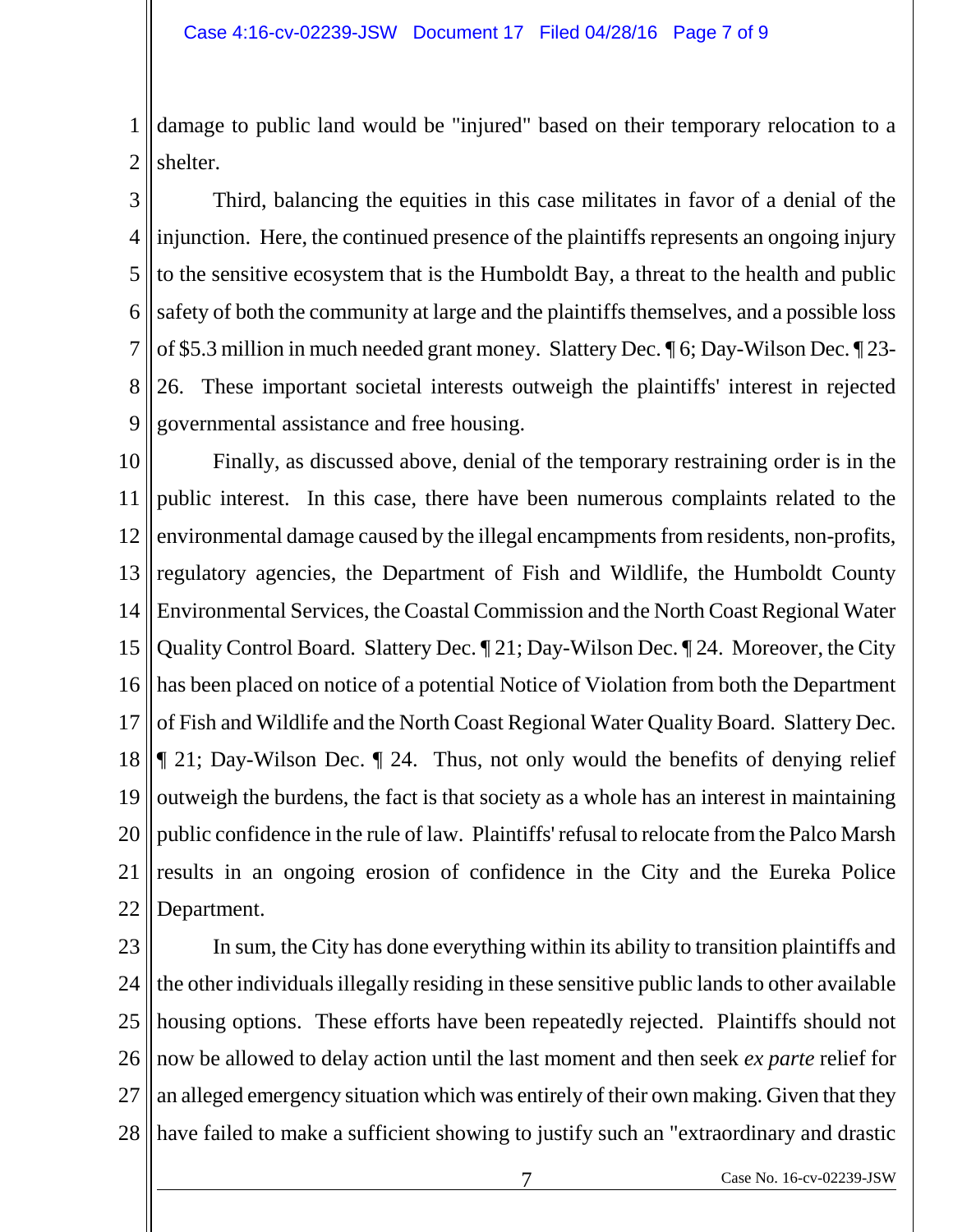damage to public land would be "injured" based on their temporary relocation to a shelter.

Third, balancing the equities in this case militates in favor of a denial of the injunction. Here, the continued presence of the plaintiffs represents an ongoing injury to the sensitive ecosystem that is the Humboldt Bay, a threat to the health and public safety of both the community at large and the plaintiffs themselves, and a possible loss of $5.3 million in much needed grant money. Slattery Dec. ¶ 6; Day-Wilson Dec. ¶ 23-26. These important societal interests outweigh the plaintiffs' interest in rejected governmental assistance and free housing.

Finally, as discussed above, denial of the temporary restraining order is in the public interest. In this case, there have been numerous complaints related to the environmental damage caused by the illegal encampments from residents, non-profits, regulatory agencies, the Department of Fish and Wildlife, the Humboldt County Environmental Services, the Coastal Commission and the North Coast Regional Water Quality Control Board. Slattery Dec. ¶ 21; Day-Wilson Dec. ¶ 24. Moreover, the City has been placed on notice of a potential Notice of Violation from both the Department of Fish and Wildlife and the North Coast Regional Water Quality Board. Slattery Dec. ¶ 21; Day-Wilson Dec. ¶ 24. Thus, not only would the benefits of denying relief outweigh the burdens, the fact is that society as a whole has an interest in maintaining public confidence in the rule of law. Plaintiffs' refusal to relocate from the Palco Marsh results in an ongoing erosion of confidence in the City and the Eureka Police Department.

In sum, the City has done everything within its ability to transition plaintiffs and the other individuals illegally residing in these sensitive public lands to other available housing options. These efforts have been repeatedly rejected. Plaintiffs should not now be allowed to delay action until the last moment and then seek *ex parte* relief for an alleged emergency situation which was entirely of their own making. Given that they have failed to make a sufficient showing to justify such an "extraordinary and drastic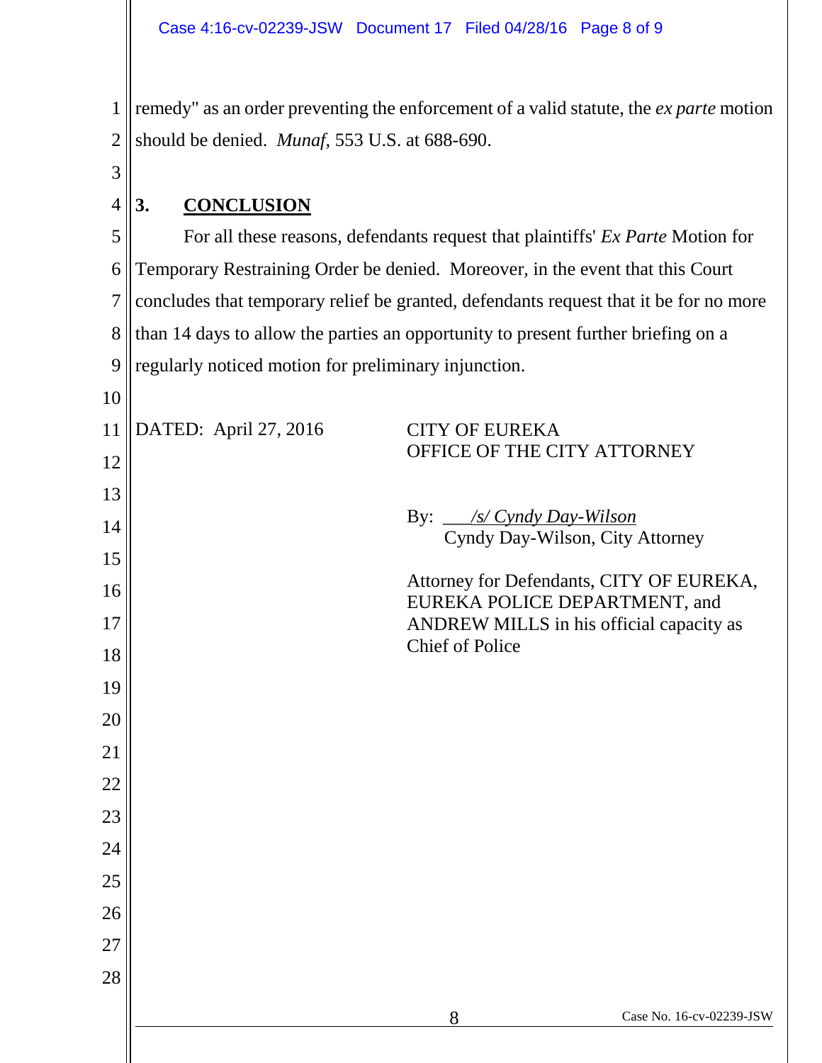remedy" as an order preventing the enforcement of a valid statute, the *ex parte* motion should be denied. *Munaf*, 553 U.S. at 688-690.

## 3. **CONCLUSION**

For all these reasons, defendants request that plaintiffs' *Ex Parte* Motion for Temporary Restraining Order be denied. Moreover, in the event that this Court concludes that temporary relief be granted, defendants request that it be for no more than 14 days to allow the parties an opportunity to present further briefing on a regularly noticed motion for preliminary injunction.

DATED: April 27, 2016

CITY OF EUREKA
OFFICE OF THE CITY ATTORNEY

By: *___/s/ Cyndy Day-Wilson*
Cyndy Day-Wilson, City Attorney

Attorney for Defendants, CITY OF EUREKA, EUREKA POLICE DEPARTMENT, and ANDREW MILLS in his official capacity as Chief of Police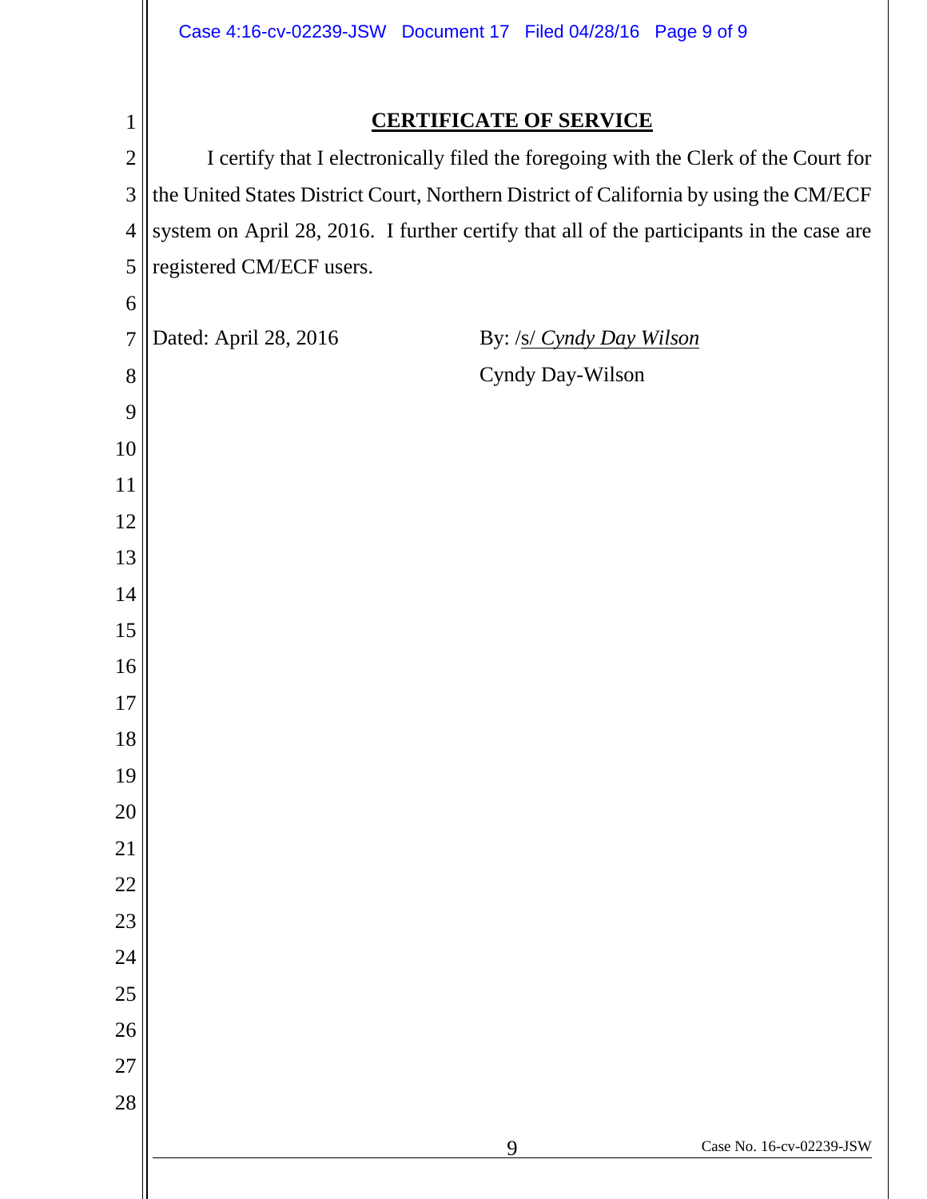## CERTIFICATE OF SERVICE

I certify that I electronically filed the foregoing with the Clerk of the Court for the United States District Court, Northern District of California by using the CM/ECF system on April 28, 2016. I further certify that all of the participants in the case are registered CM/ECF users.

Dated: April 28, 2016

By: /s/ *Cyndy Day Wilson*
Cyndy Day-Wilson